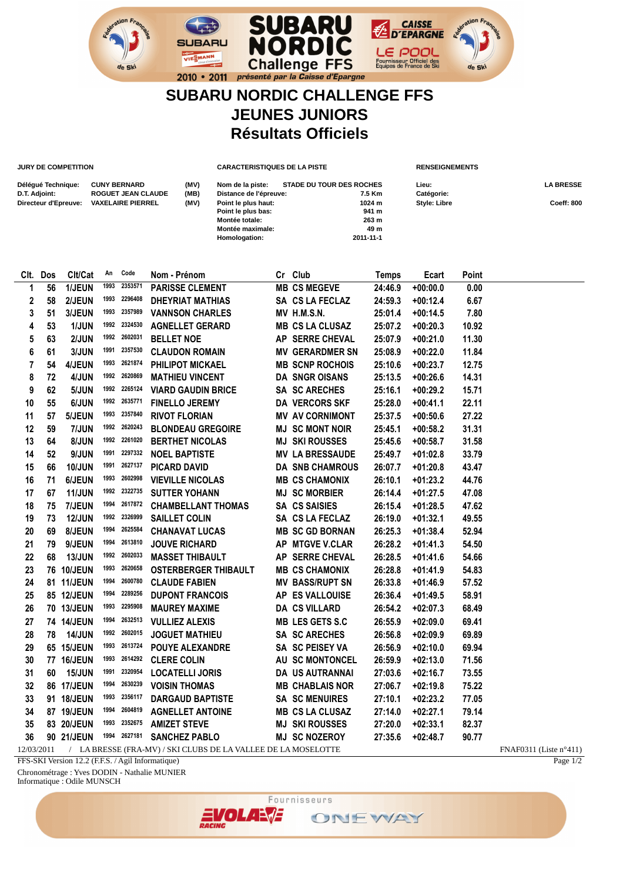# SUBARU NORDIC CHALLENGE FFS
# JEUNES JUNIORS
# Résultats Officiels

**JURY DE COMPETITION**

| | | |
|---|---|---|
| Délégué Technique: | CUNY BERNARD | (MV) |
| D.T. Adjoint: | ROGUET JEAN CLAUDE | (MB) |
| Directeur d'Epreuve: | VAXELAIRE PIERREL | (MV) |

**CARACTERISTIQUES DE LA PISTE**

| | |
|---|---|
| Nom de la piste: | STADE DU TOUR DES ROCHES |
| Distance de l'épreuve: | 7.5 Km |
| Point le plus haut: | 1024 m |
| Point le plus bas: | 941 m |
| Montée totale: | 263 m |
| Montée maximale: | 49 m |
| Homologation: | 2011-11-1 |

**RENSEIGNEMENTS**

| | |
|---|---|
| Lieu: | LA BRESSE |
| Catégorie: | |
| Style: Libre | Coeff: 800 |

| Clt. | Dos | Clt/Cat | An | Code | Nom - Prénom | Cr | Club | Temps | Ecart | Point |
|---|---|---|---|---|---|---|---|---|---|---|
| 1 | 56 | 1/JEUN | 1993 | 2353571 | PARISSE CLEMENT | MB | CS MEGEVE | 24:46.9 | +00:00.0 | 0.00 |
| 2 | 58 | 2/JEUN | 1993 | 2296408 | DHEYRIAT MATHIAS | SA | CS LA FECLAZ | 24:59.3 | +00:12.4 | 6.67 |
| 3 | 51 | 3/JEUN | 1993 | 2357989 | VANNSON CHARLES | MV | H.M.S.N. | 25:01.4 | +00:14.5 | 7.80 |
| 4 | 53 | 1/JUN | 1992 | 2324530 | AGNELLET GERARD | MB | CS LA CLUSAZ | 25:07.2 | +00:20.3 | 10.92 |
| 5 | 63 | 2/JUN | 1992 | 2602031 | BELLET NOE | AP | SERRE CHEVAL | 25:07.9 | +00:21.0 | 11.30 |
| 6 | 61 | 3/JUN | 1991 | 2357530 | CLAUDON ROMAIN | MV | GERARDMER SN | 25:08.9 | +00:22.0 | 11.84 |
| 7 | 54 | 4/JEUN | 1993 | 2621874 | PHILIPOT MICKAEL | MB | SCNP ROCHOIS | 25:10.6 | +00:23.7 | 12.75 |
| 8 | 72 | 4/JUN | 1992 | 2620869 | MATHIEU VINCENT | DA | SNGR OISANS | 25:13.5 | +00:26.6 | 14.31 |
| 9 | 62 | 5/JUN | 1992 | 2265124 | VIARD GAUDIN BRICE | SA | SC ARECHES | 25:16.1 | +00:29.2 | 15.71 |
| 10 | 55 | 6/JUN | 1992 | 2635771 | FINELLO JEREMY | DA | VERCORS SKF | 25:28.0 | +00:41.1 | 22.11 |
| 11 | 57 | 5/JEUN | 1993 | 2357840 | RIVOT FLORIAN | MV | AV CORNIMONT | 25:37.5 | +00:50.6 | 27.22 |
| 12 | 59 | 7/JUN | 1992 | 2620243 | BLONDEAU GREGOIRE | MJ | SC MONT NOIR | 25:45.1 | +00:58.2 | 31.31 |
| 13 | 64 | 8/JUN | 1992 | 2261020 | BERTHET NICOLAS | MJ | SKI ROUSSES | 25:45.6 | +00:58.7 | 31.58 |
| 14 | 52 | 9/JUN | 1991 | 2297332 | NOEL BAPTISTE | MV | LA BRESSAUDE | 25:49.7 | +01:02.8 | 33.79 |
| 15 | 66 | 10/JUN | 1991 | 2627137 | PICARD DAVID | DA | SNB CHAMROUS | 26:07.7 | +01:20.8 | 43.47 |
| 16 | 71 | 6/JEUN | 1993 | 2602998 | VIEVILLE NICOLAS | MB | SC CHAMONIX | 26:10.1 | +01:23.2 | 44.76 |
| 17 | 67 | 11/JUN | 1992 | 2322735 | SUTTER YOHANN | MJ | SC MORBIER | 26:14.4 | +01:27.5 | 47.08 |
| 18 | 75 | 7/JEUN | 1994 | 2617872 | CHAMBELLANT THOMAS | SA | CS SAISIES | 26:15.4 | +01:28.5 | 47.62 |
| 19 | 73 | 12/JUN | 1992 | 2326999 | SAILLET COLIN | SA | CS LA FECLAZ | 26:19.0 | +01:32.1 | 49.55 |
| 20 | 69 | 8/JEUN | 1994 | 2625584 | CHANAVAT LUCAS | MB | SC GD BORNAN | 26:25.3 | +01:38.4 | 52.94 |
| 21 | 79 | 9/JEUN | 1994 | 2613810 | JOUVE RICHARD | AP | MTGVE V.CLAR | 26:28.2 | +01:41.3 | 54.50 |
| 22 | 68 | 13/JUN | 1992 | 2602033 | MASSET THIBAULT | AP | SERRE CHEVAL | 26:28.5 | +01:41.6 | 54.66 |
| 23 | 76 | 10/JEUN | 1993 | 2620658 | OSTERBERGER THIBAULT | MB | CS CHAMONIX | 26:28.8 | +01:41.9 | 54.83 |
| 24 | 81 | 11/JEUN | 1994 | 2600780 | CLAUDE FABIEN | MV | BASS/RUPT SN | 26:33.8 | +01:46.9 | 57.52 |
| 25 | 85 | 12/JEUN | 1994 | 2289256 | DUPONT FRANCOIS | AP | ES VALLOUISE | 26:36.4 | +01:49.5 | 58.91 |
| 26 | 70 | 13/JEUN | 1993 | 2295908 | MAUREY MAXIME | DA | CS VILLARD | 26:54.2 | +02:07.3 | 68.49 |
| 27 | 74 | 14/JEUN | 1994 | 2632513 | VULLIEZ ALEXIS | MB | LES GETS S.C | 26:55.9 | +02:09.0 | 69.41 |
| 28 | 78 | 14/JUN | 1992 | 2602015 | JOGUET MATHIEU | SA | SC ARECHES | 26:56.8 | +02:09.9 | 69.89 |
| 29 | 65 | 15/JEUN | 1993 | 2613724 | POUYE ALEXANDRE | SA | SC PEISEY VA | 26:56.9 | +02:10.0 | 69.94 |
| 30 | 77 | 16/JEUN | 1993 | 2614292 | CLERE COLIN | AU | SC MONTONCEL | 26:59.9 | +02:13.0 | 71.56 |
| 31 | 60 | 15/JUN | 1991 | 2320954 | LOCATELLI JORIS | DA | US AUTRANNAI | 27:03.6 | +02:16.7 | 73.55 |
| 32 | 86 | 17/JEUN | 1994 | 2630239 | VOISIN THOMAS | MB | CHABLAIS NOR | 27:06.7 | +02:19.8 | 75.22 |
| 33 | 91 | 18/JEUN | 1993 | 2356117 | DARGAUD BAPTISTE | SA | SC MENUIRES | 27:10.1 | +02:23.2 | 77.05 |
| 34 | 87 | 19/JEUN | 1994 | 2604819 | AGNELLET ANTOINE | MB | CS LA CLUSAZ | 27:14.0 | +02:27.1 | 79.14 |
| 35 | 83 | 20/JEUN | 1993 | 2352675 | AMIZET STEVE | MJ | SKI ROUSSES | 27:20.0 | +02:33.1 | 82.37 |
| 36 | 90 | 21/JEUN | 1994 | 2627181 | SANCHEZ PABLO | MJ | SC NOZEROY | 27:35.6 | +02:48.7 | 90.77 |

12/03/2011 / LA BRESSE (FRA-MV) / SKI CLUBS DE LA VALLEE DE LA MOSELOTTE — FNAF0311 (Liste n°411)

FFS-SKI Version 12.2 (F.F.S. / Agil Informatique)

Chronométrage : Yves DODIN - Nathalie MUNIER
Informatique : Odile MUNSCH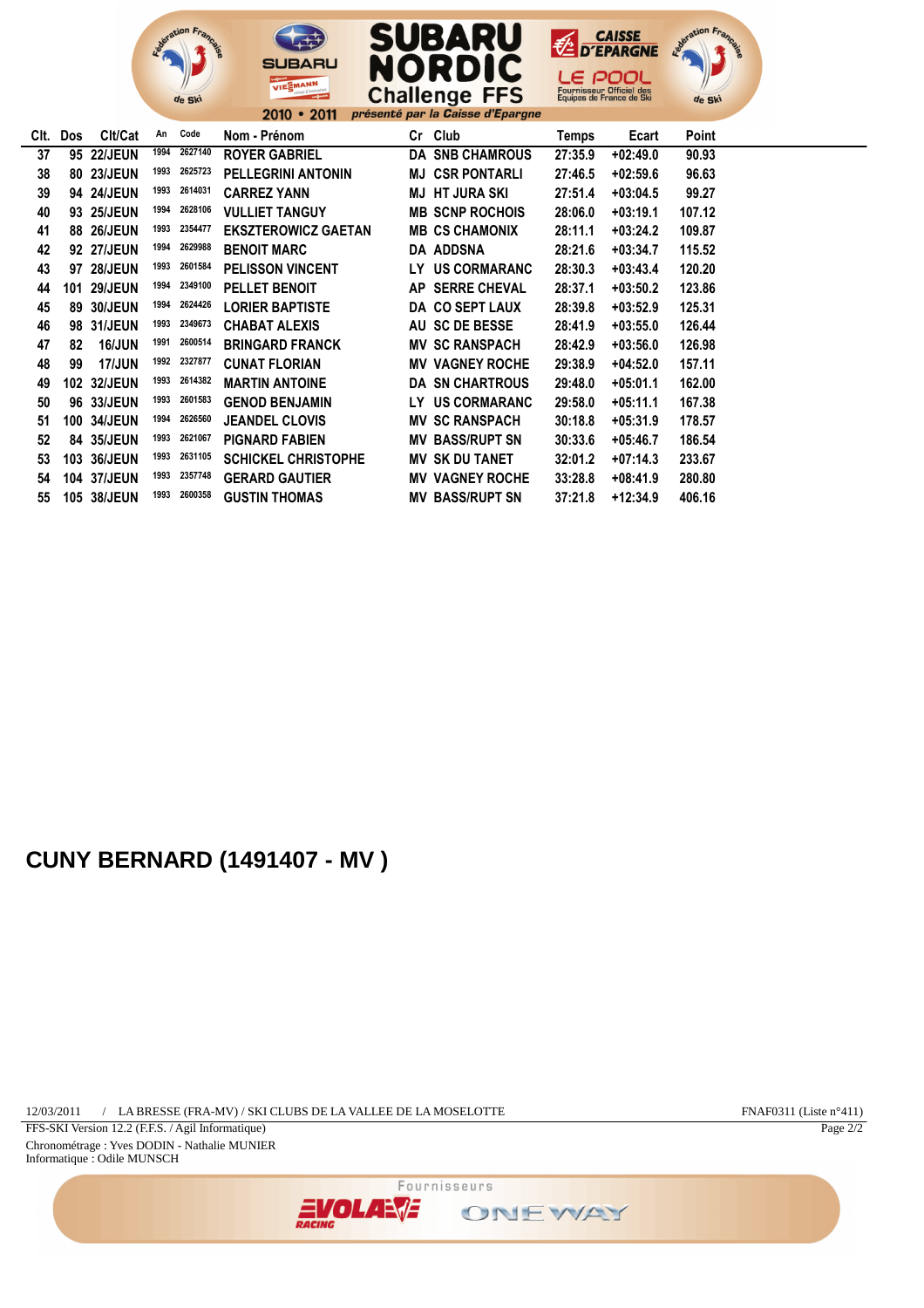| Clt. | Dos | Clt/Cat | An | Code | Nom - Prénom | Cr | Club | Temps | Ecart | Point |
|---|---|---|---|---|---|---|---|---|---|---|
| 37 | 95 | 22/JEUN | 1994 | 2627140 | ROYER GABRIEL | DA | SNB CHAMROUS | 27:35.9 | +02:49.0 | 90.93 |
| 38 | 80 | 23/JEUN | 1993 | 2625723 | PELLEGRINI ANTONIN | MJ | CSR PONTARLI | 27:46.5 | +02:59.6 | 96.63 |
| 39 | 94 | 24/JEUN | 1993 | 2614031 | CARREZ YANN | MJ | HT JURA SKI | 27:51.4 | +03:04.5 | 99.27 |
| 40 | 93 | 25/JEUN | 1994 | 2628106 | VULLIET TANGUY | MB | SCNP ROCHOIS | 28:06.0 | +03:19.1 | 107.12 |
| 41 | 88 | 26/JEUN | 1993 | 2354477 | EKSZTEROWICZ GAETAN | MB | CS CHAMONIX | 28:11.1 | +03:24.2 | 109.87 |
| 42 | 92 | 27/JEUN | 1994 | 2629988 | BENOIT MARC | DA | ADDSNA | 28:21.6 | +03:34.7 | 115.52 |
| 43 | 97 | 28/JEUN | 1993 | 2601584 | PELISSON VINCENT | LY | US CORMARANC | 28:30.3 | +03:43.4 | 120.20 |
| 44 | 101 | 29/JEUN | 1994 | 2349100 | PELLET BENOIT | AP | SERRE CHEVAL | 28:37.1 | +03:50.2 | 123.86 |
| 45 | 89 | 30/JEUN | 1994 | 2624426 | LORIER BAPTISTE | DA | CO SEPT LAUX | 28:39.8 | +03:52.9 | 125.31 |
| 46 | 98 | 31/JEUN | 1993 | 2349673 | CHABAT ALEXIS | AU | SC DE BESSE | 28:41.9 | +03:55.0 | 126.44 |
| 47 | 82 | 16/JUN | 1991 | 2600514 | BRINGARD FRANCK | MV | SC RANSPACH | 28:42.9 | +03:56.0 | 126.98 |
| 48 | 99 | 17/JUN | 1992 | 2327877 | CUNAT FLORIAN | MV | VAGNEY ROCHE | 29:38.9 | +04:52.0 | 157.11 |
| 49 | 102 | 32/JEUN | 1993 | 2614382 | MARTIN ANTOINE | DA | SN CHARTROUS | 29:48.0 | +05:01.1 | 162.00 |
| 50 | 96 | 33/JEUN | 1993 | 2601583 | GENOD BENJAMIN | LY | US CORMARANC | 29:58.0 | +05:11.1 | 167.38 |
| 51 | 100 | 34/JEUN | 1994 | 2626560 | JEANDEL CLOVIS | MV | SC RANSPACH | 30:18.8 | +05:31.9 | 178.57 |
| 52 | 84 | 35/JEUN | 1993 | 2621067 | PIGNARD FABIEN | MV | BASS/RUPT SN | 30:33.6 | +05:46.7 | 186.54 |
| 53 | 103 | 36/JEUN | 1993 | 2631105 | SCHICKEL CHRISTOPHE | MV | SK DU TANET | 32:01.2 | +07:14.3 | 233.67 |
| 54 | 104 | 37/JEUN | 1993 | 2357748 | GERARD GAUTIER | MV | VAGNEY ROCHE | 33:28.8 | +08:41.9 | 280.80 |
| 55 | 105 | 38/JEUN | 1993 | 2600358 | GUSTIN THOMAS | MV | BASS/RUPT SN | 37:21.8 | +12:34.9 | 406.16 |

**CUNY BERNARD (1491407 - MV )**

12/03/2011 / LA BRESSE (FRA-MV) / SKI CLUBS DE LA VALLEE DE LA MOSELOTTE — FNAF0311 (Liste n°411)

FFS-SKI Version 12.2 (F.F.S. / Agil Informatique)

Chronométrage : Yves DODIN - Nathalie MUNIER

Informatique : Odile MUNSCH